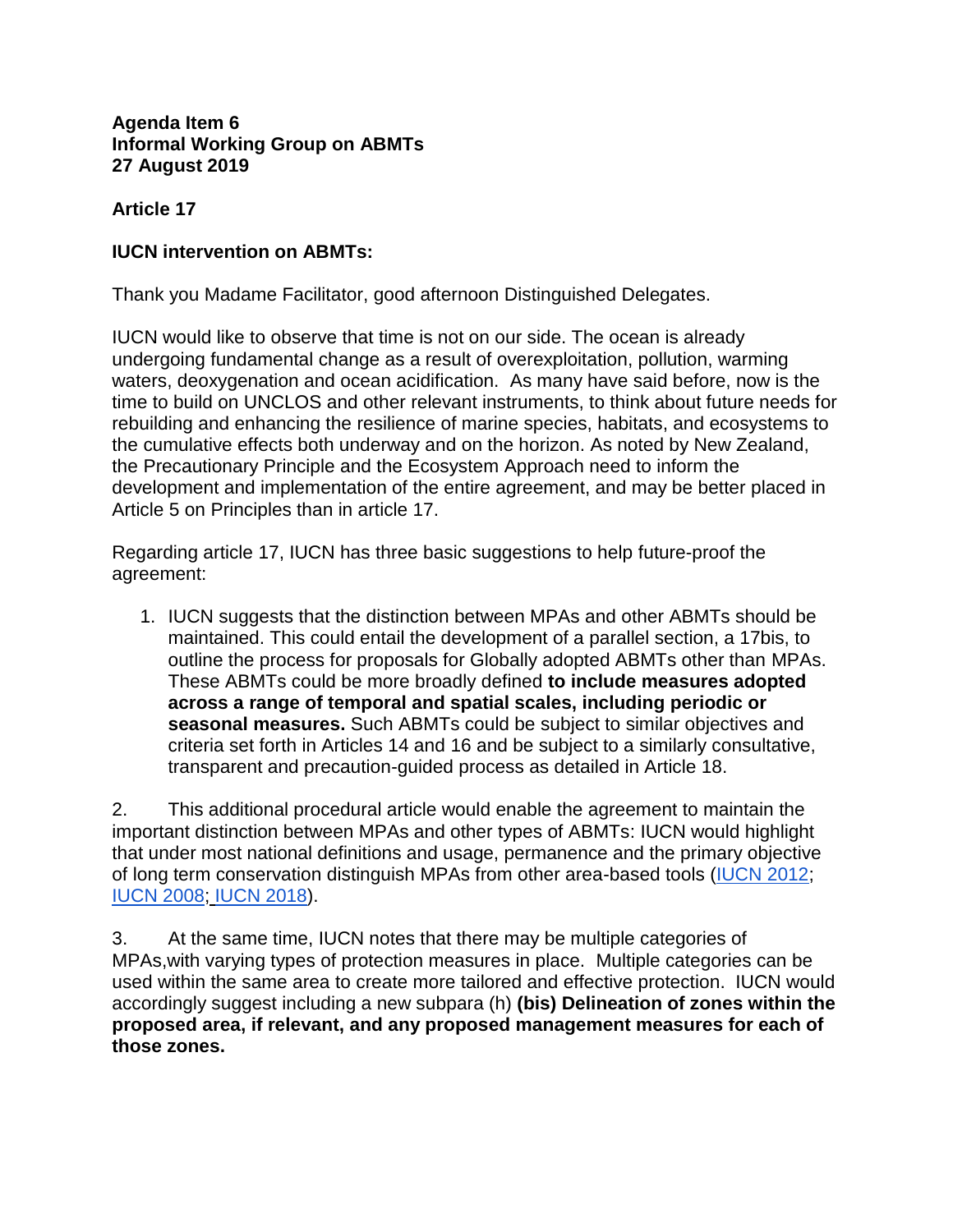**Agenda Item 6**
**Informal Working Group on ABMTs**
**27 August 2019**

**Article 17**

**IUCN intervention on ABMTs:**

Thank you Madame Facilitator, good afternoon Distinguished Delegates.

IUCN would like to observe that time is not on our side. The ocean is already undergoing fundamental change as a result of overexploitation, pollution, warming waters, deoxygenation and ocean acidification. As many have said before, now is the time to build on UNCLOS and other relevant instruments, to think about future needs for rebuilding and enhancing the resilience of marine species, habitats, and ecosystems to the cumulative effects both underway and on the horizon. As noted by New Zealand, the Precautionary Principle and the Ecosystem Approach need to inform the development and implementation of the entire agreement, and may be better placed in Article 5 on Principles than in article 17.

Regarding article 17, IUCN has three basic suggestions to help future-proof the agreement:

1. IUCN suggests that the distinction between MPAs and other ABMTs should be maintained. This could entail the development of a parallel section, a 17bis, to outline the process for proposals for Globally adopted ABMTs other than MPAs. These ABMTs could be more broadly defined **to include measures adopted across a range of temporal and spatial scales, including periodic or seasonal measures.** Such ABMTs could be subject to similar objectives and criteria set forth in Articles 14 and 16 and be subject to a similarly consultative, transparent and precaution-guided process as detailed in Article 18.

2. This additional procedural article would enable the agreement to maintain the important distinction between MPAs and other types of ABMTs: IUCN would highlight that under most national definitions and usage, permanence and the primary objective of long term conservation distinguish MPAs from other area-based tools (IUCN 2012; IUCN 2008; IUCN 2018).

3. At the same time, IUCN notes that there may be multiple categories of MPAs,with varying types of protection measures in place. Multiple categories can be used within the same area to create more tailored and effective protection. IUCN would accordingly suggest including a new subpara (h) **(bis) Delineation of zones within the proposed area, if relevant, and any proposed management measures for each of those zones.**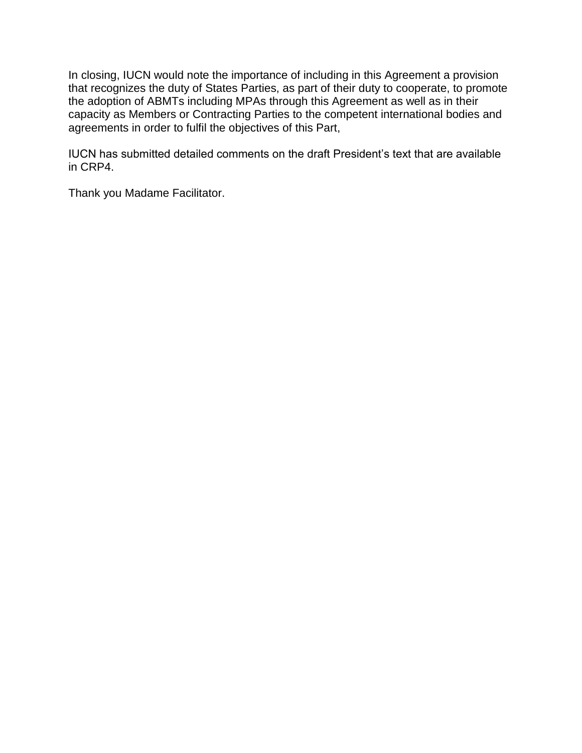In closing, IUCN would note the importance of including in this Agreement a provision that recognizes the duty of States Parties, as part of their duty to cooperate, to promote the adoption of ABMTs including MPAs through this Agreement as well as in their capacity as Members or Contracting Parties to the competent international bodies and agreements in order to fulfil the objectives of this Part,

IUCN has submitted detailed comments on the draft President's text that are available in CRP4.

Thank you Madame Facilitator.